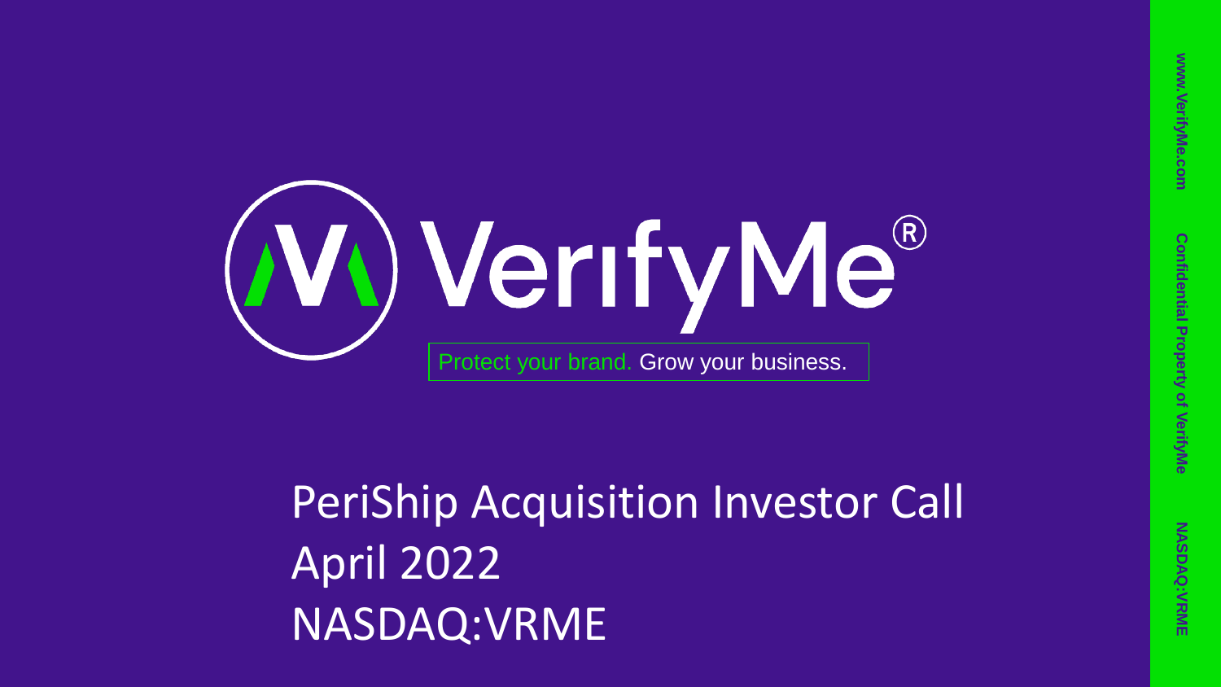# VerifyMe®

Protect your brand. Grow your business.

## PeriShip Acquisition Investor Call
## April 2022
## NASDAQ:VRME

www.VerifyMe.com Confidential Property of VerifyMe NASDAQ:VRME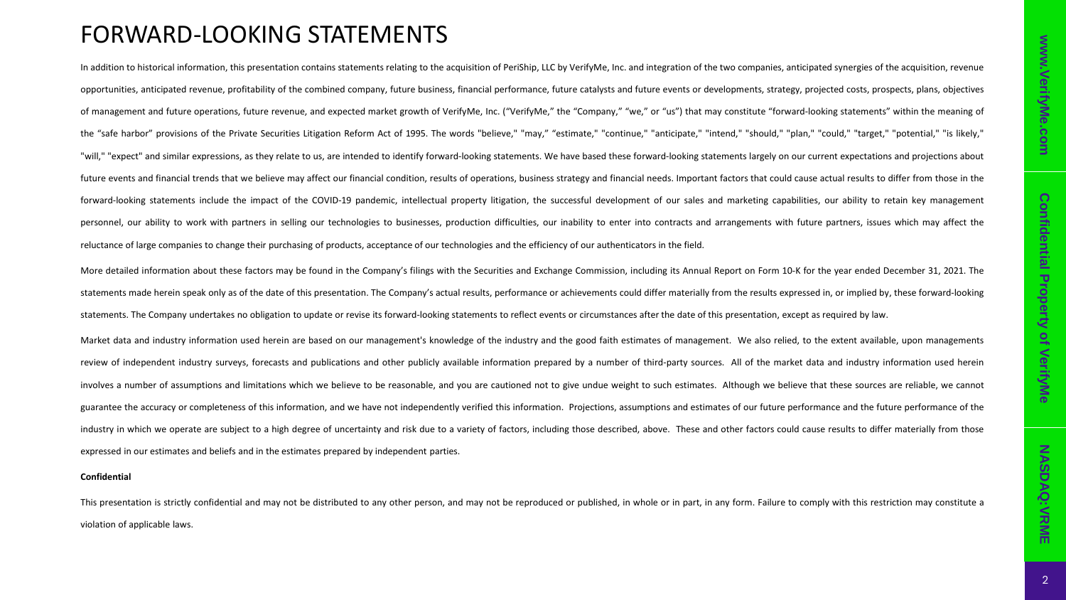# FORWARD-LOOKING STATEMENTS

In addition to historical information, this presentation contains statements relating to the acquisition of PeriShip, LLC by VerifyMe, Inc. and integration of the two companies, anticipated synergies of the acquisition, revenue opportunities, anticipated revenue, profitability of the combined company, future business, financial performance, future catalysts and future events or developments, strategy, projected costs, prospects, plans, objectives of management and future operations, future revenue, and expected market growth of VerifyMe, Inc. ("VerifyMe," the "Company," "we," or "us") that may constitute "forward-looking statements" within the meaning of the "safe harbor" provisions of the Private Securities Litigation Reform Act of 1995. The words "believe," "may," "estimate," "continue," "anticipate," "intend," "should," "plan," "could," "target," "potential," "is likely," "will," "expect" and similar expressions, as they relate to us, are intended to identify forward-looking statements. We have based these forward-looking statements largely on our current expectations and projections about future events and financial trends that we believe may affect our financial condition, results of operations, business strategy and financial needs. Important factors that could cause actual results to differ from those in the forward-looking statements include the impact of the COVID-19 pandemic, intellectual property litigation, the successful development of our sales and marketing capabilities, our ability to retain key management personnel, our ability to work with partners in selling our technologies to businesses, production difficulties, our inability to enter into contracts and arrangements with future partners, issues which may affect the reluctance of large companies to change their purchasing of products, acceptance of our technologies and the efficiency of our authenticators in the field.

More detailed information about these factors may be found in the Company's filings with the Securities and Exchange Commission, including its Annual Report on Form 10-K for the year ended December 31, 2021. The statements made herein speak only as of the date of this presentation. The Company's actual results, performance or achievements could differ materially from the results expressed in, or implied by, these forward-looking statements. The Company undertakes no obligation to update or revise its forward-looking statements to reflect events or circumstances after the date of this presentation, except as required by law.

Market data and industry information used herein are based on our management's knowledge of the industry and the good faith estimates of management. We also relied, to the extent available, upon managements review of independent industry surveys, forecasts and publications and other publicly available information prepared by a number of third-party sources. All of the market data and industry information used herein involves a number of assumptions and limitations which we believe to be reasonable, and you are cautioned not to give undue weight to such estimates. Although we believe that these sources are reliable, we cannot guarantee the accuracy or completeness of this information, and we have not independently verified this information. Projections, assumptions and estimates of our future performance and the future performance of the industry in which we operate are subject to a high degree of uncertainty and risk due to a variety of factors, including those described, above. These and other factors could cause results to differ materially from those expressed in our estimates and beliefs and in the estimates prepared by independent parties.

**Confidential**

This presentation is strictly confidential and may not be distributed to any other person, and may not be reproduced or published, in whole or in part, in any form. Failure to comply with this restriction may constitute a violation of applicable laws.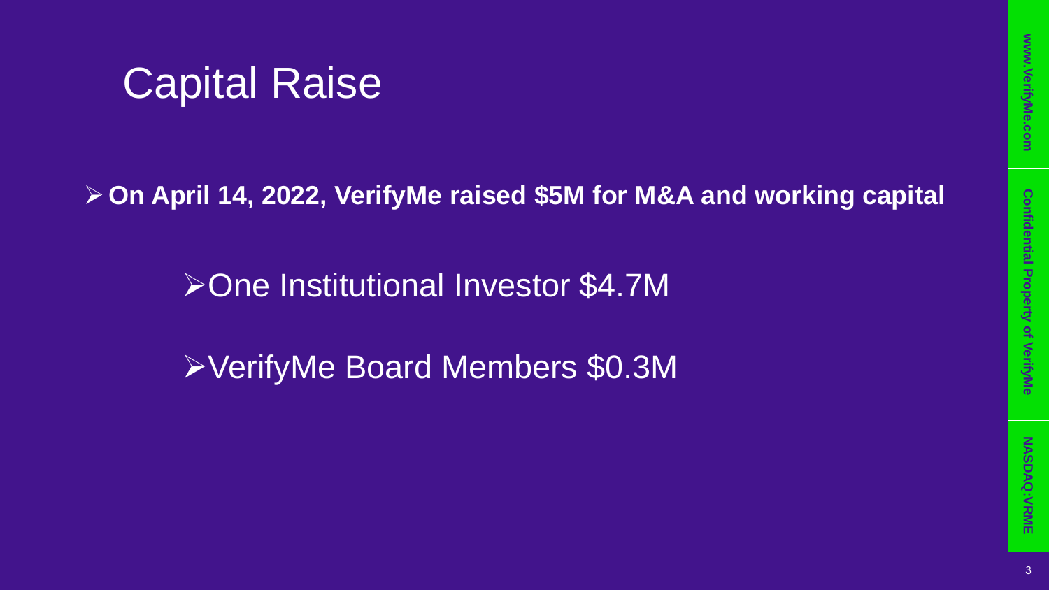# Capital Raise

- **On April 14, 2022, VerifyMe raised $5M for M&A and working capital**
  - One Institutional Investor $4.7M
  - VerifyMe Board Members $0.3M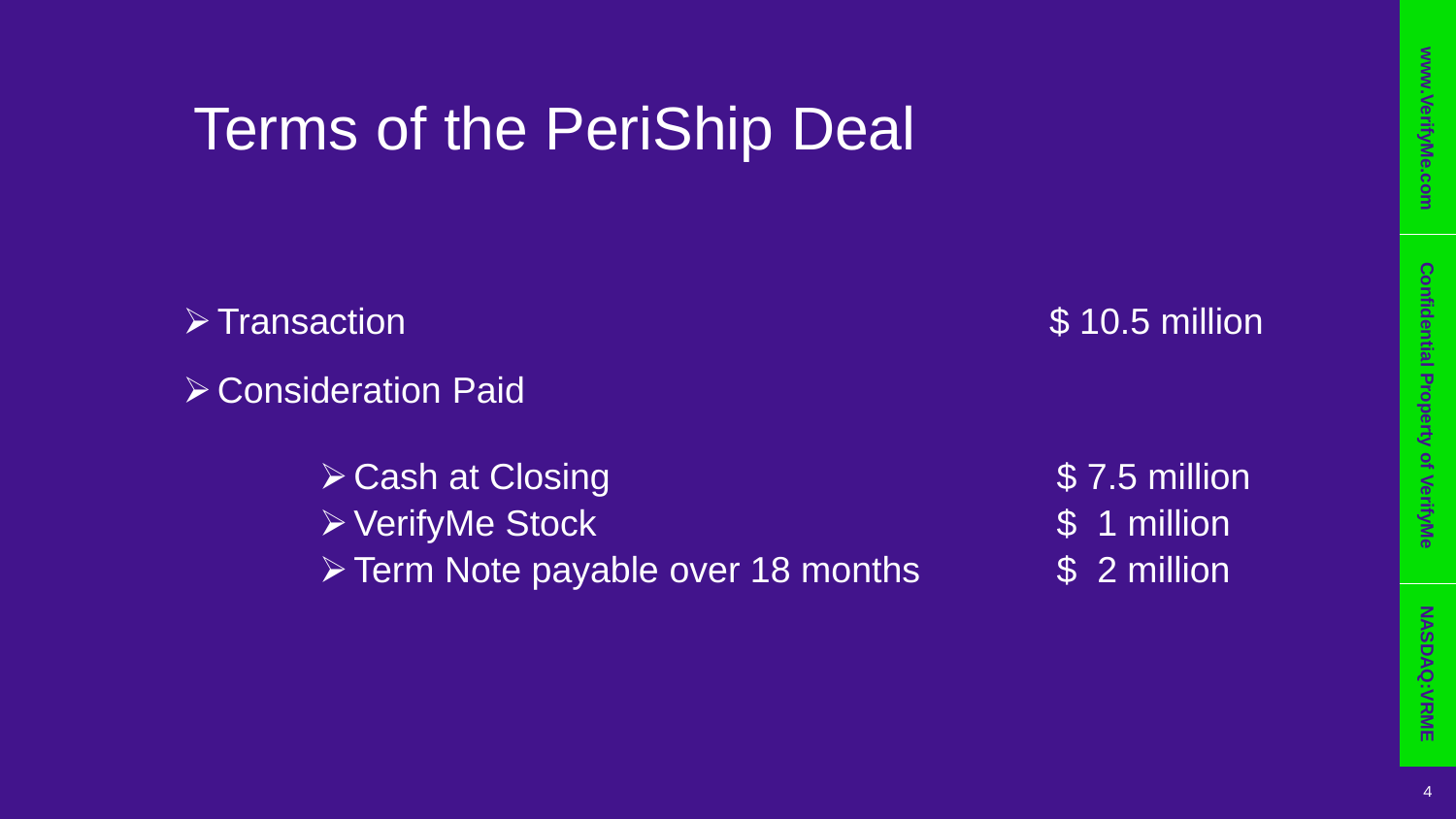# Terms of the PeriShip Deal

- Transaction — $ 10.5 million
- Consideration Paid
  - Cash at Closing — $ 7.5 million
  - VerifyMe Stock — $ 1 million
  - Term Note payable over 18 months — $ 2 million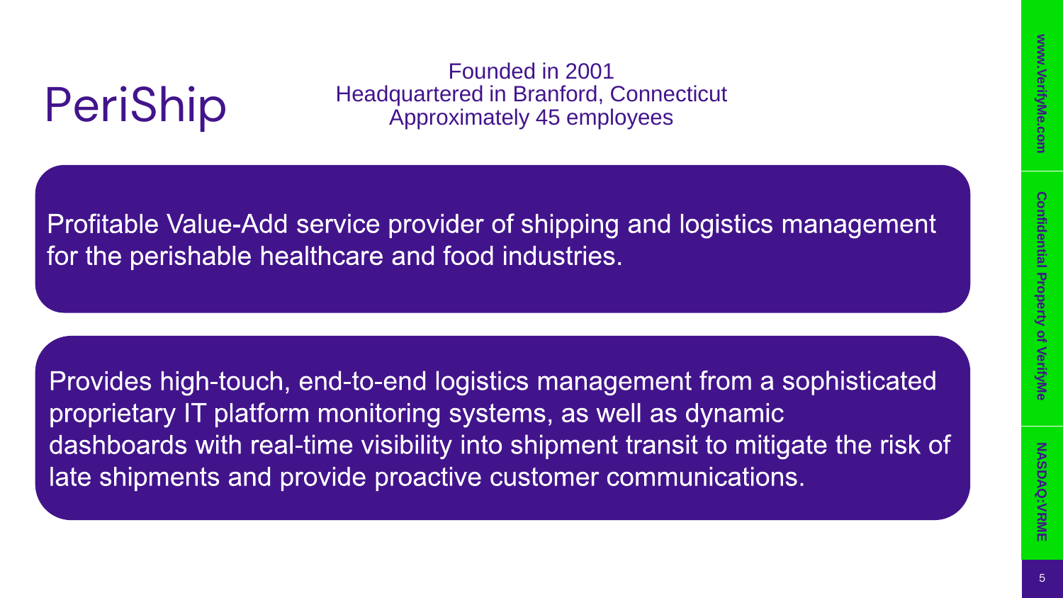# PeriShip

Founded in 2001
Headquartered in Branford, Connecticut
Approximately 45 employees

Profitable Value-Add service provider of shipping and logistics management for the perishable healthcare and food industries.

Provides high-touch, end-to-end logistics management from a sophisticated proprietary IT platform monitoring systems, as well as dynamic dashboards with real-time visibility into shipment transit to mitigate the risk of late shipments and provide proactive customer communications.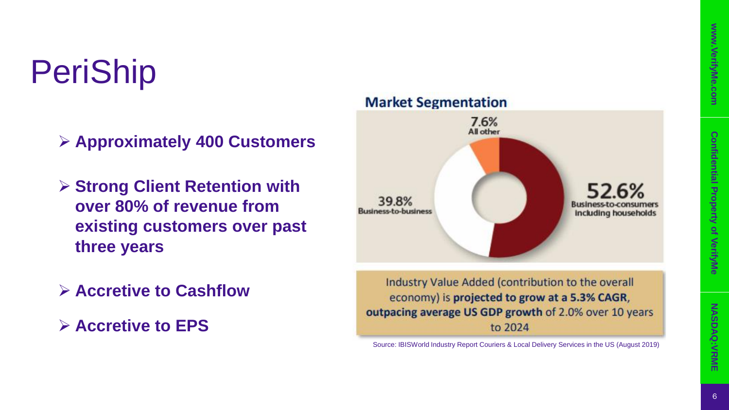# PeriShip

- **Approximately 400 Customers**
- **Strong Client Retention with over 80% of revenue from existing customers over past three years**
- **Accretive to Cashflow**
- **Accretive to EPS**

## Market Segmentation

- 52.6% Business-to-consumers including households
- 39.8% Business-to-business
- 7.6% All other

Industry Value Added (contribution to the overall economy) is **projected to grow at a 5.3% CAGR, outpacing average US GDP growth** of 2.0% over 10 years to 2024

Source: IBISWorld Industry Report Couriers & Local Delivery Services in the US (August 2019)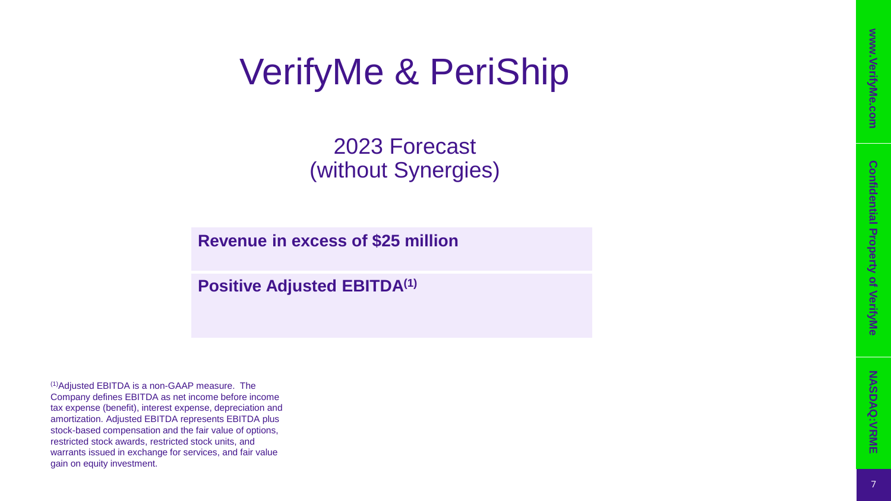# VerifyMe & PeriShip

## 2023 Forecast
## (without Synergies)

**Revenue in excess of $25 million**

**Positive Adjusted EBITDA[1]**

[1]Adjusted EBITDA is a non-GAAP measure. The Company defines EBITDA as net income before income tax expense (benefit), interest expense, depreciation and amortization. Adjusted EBITDA represents EBITDA plus stock-based compensation and the fair value of options, restricted stock awards, restricted stock units, and warrants issued in exchange for services, and fair value gain on equity investment.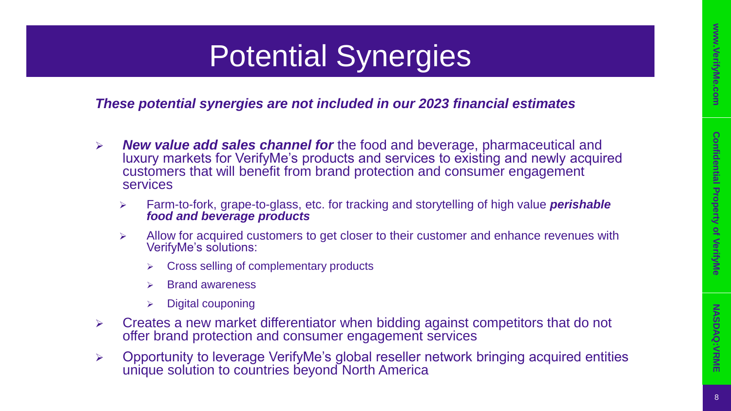# Potential Synergies

***These potential synergies are not included in our 2023 financial estimates***

- ***New value add sales channel for*** the food and beverage, pharmaceutical and luxury markets for VerifyMe's products and services to existing and newly acquired customers that will benefit from brand protection and consumer engagement services
  - Farm-to-fork, grape-to-glass, etc. for tracking and storytelling of high value ***perishable food and beverage products***
  - Allow for acquired customers to get closer to their customer and enhance revenues with VerifyMe's solutions:
    - Cross selling of complementary products
    - Brand awareness
    - Digital couponing
- Creates a new market differentiator when bidding against competitors that do not offer brand protection and consumer engagement services
- Opportunity to leverage VerifyMe's global reseller network bringing acquired entities unique solution to countries beyond North America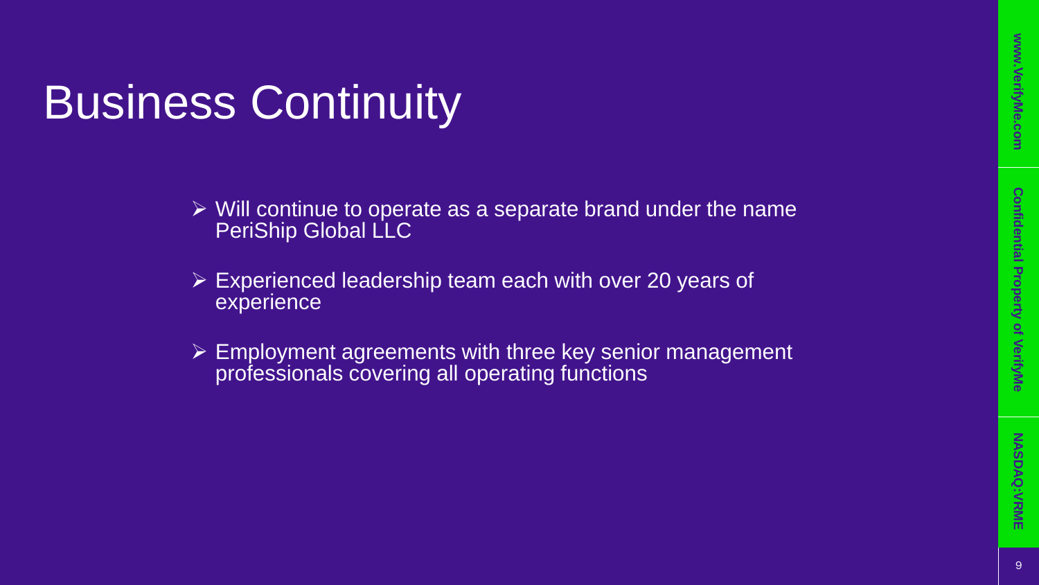# Business Continuity

- Will continue to operate as a separate brand under the name PeriShip Global LLC
- Experienced leadership team each with over 20 years of experience
- Employment agreements with three key senior management professionals covering all operating functions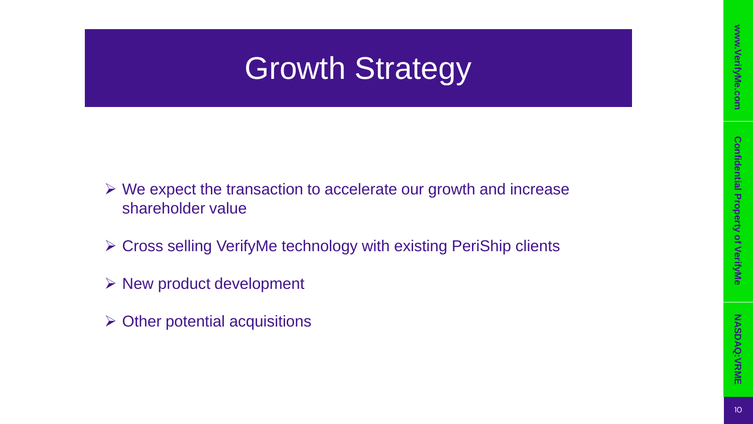# Growth Strategy

- We expect the transaction to accelerate our growth and increase shareholder value
- Cross selling VerifyMe technology with existing PeriShip clients
- New product development
- Other potential acquisitions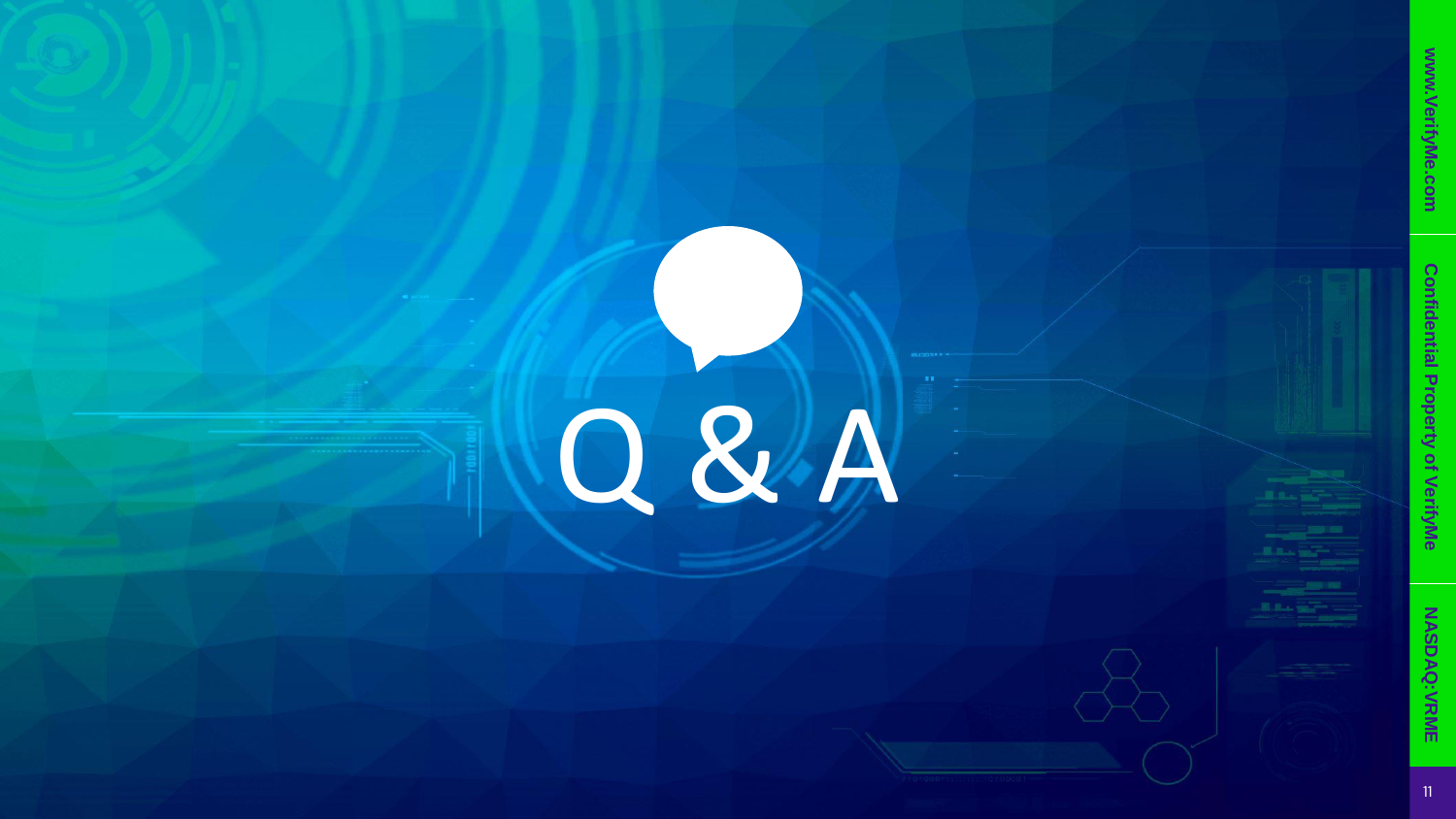# Q & A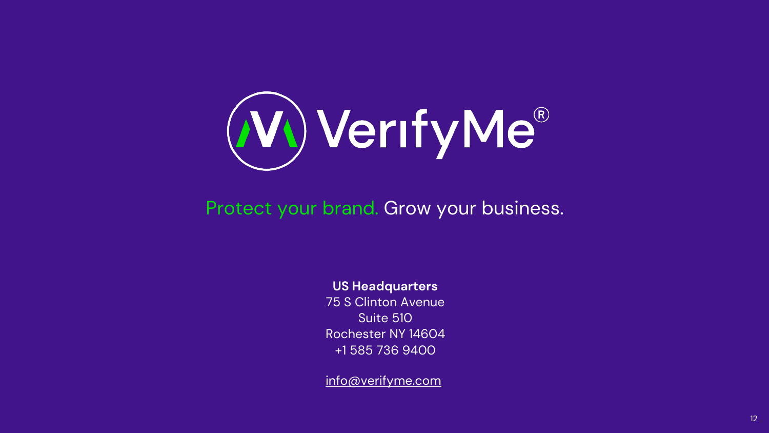# VerifyMe®

Protect your brand. Grow your business.

**US Headquarters**
75 S Clinton Avenue
Suite 510
Rochester NY 14604
+1 585 736 9400

info@verifyme.com